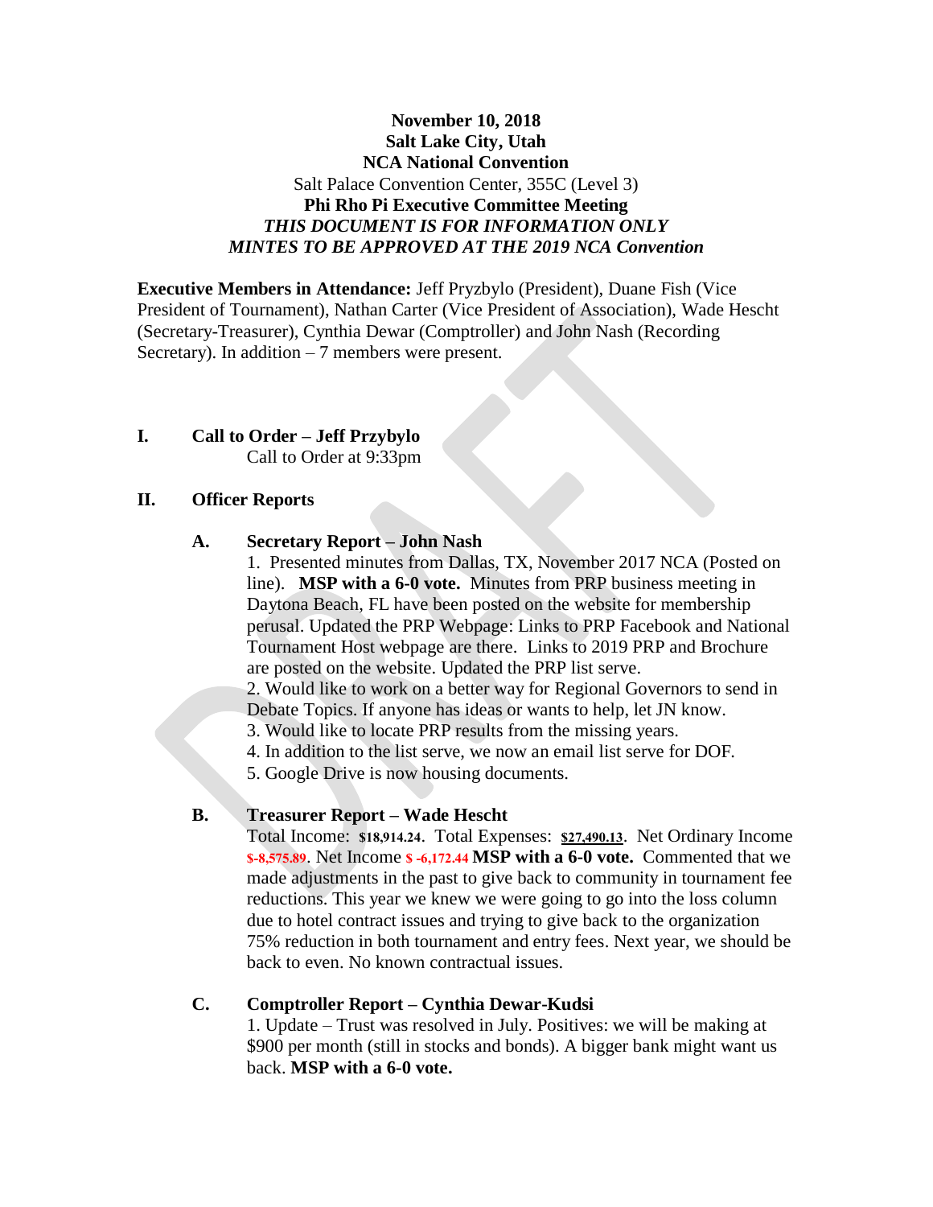**November 10, 2018**
**Salt Lake City, Utah**
**NCA National Convention**
Salt Palace Convention Center, 355C (Level 3)
**Phi Rho Pi Executive Committee Meeting**
***THIS DOCUMENT IS FOR INFORMATION ONLY***
***MINTES TO BE APPROVED AT THE 2019 NCA Convention***

**Executive Members in Attendance:** Jeff Pryzbylo (President), Duane Fish (Vice President of Tournament), Nathan Carter (Vice President of Association), Wade Hescht (Secretary-Treasurer), Cynthia Dewar (Comptroller) and John Nash (Recording Secretary). In addition – 7 members were present.

**I. Call to Order – Jeff Przbylo**

Call to Order at 9:33pm

**II. Officer Reports**

**A. Secretary Report – John Nash**

1. Presented minutes from Dallas, TX, November 2017 NCA (Posted on line). **MSP with a 6-0 vote.** Minutes from PRP business meeting in Daytona Beach, FL have been posted on the website for membership perusal. Updated the PRP Webpage: Links to PRP Facebook and National Tournament Host webpage are there. Links to 2019 PRP and Brochure are posted on the website. Updated the PRP list serve.
2. Would like to work on a better way for Regional Governors to send in Debate Topics. If anyone has ideas or wants to help, let JN know.
3. Would like to locate PRP results from the missing years.
4. In addition to the list serve, we now an email list serve for DOF.
5. Google Drive is now housing documents.

**B. Treasurer Report – Wade Hescht**

Total Income: **$18,914.24**. Total Expenses: **$27,490.13**. Net Ordinary Income **$-8,575.89**. Net Income **$ -6,172.44** **MSP with a 6-0 vote.** Commented that we made adjustments in the past to give back to community in tournament fee reductions. This year we knew we were going to go into the loss column due to hotel contract issues and trying to give back to the organization 75% reduction in both tournament and entry fees. Next year, we should be back to even. No known contractual issues.

**C. Comptroller Report – Cynthia Dewar-Kudsi**

1. Update – Trust was resolved in July. Positives: we will be making at $900 per month (still in stocks and bonds). A bigger bank might want us back. **MSP with a 6-0 vote.**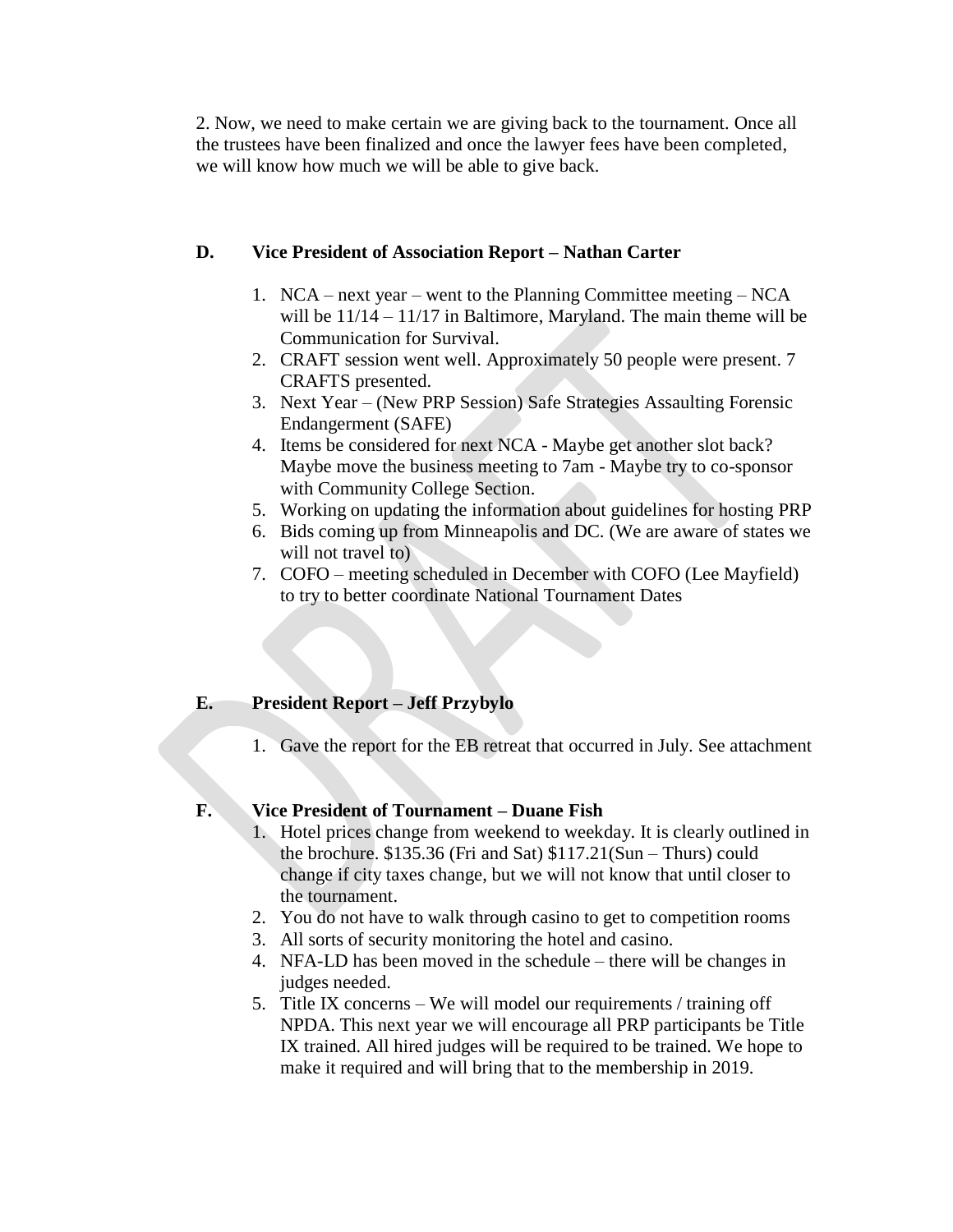2. Now, we need to make certain we are giving back to the tournament. Once all the trustees have been finalized and once the lawyer fees have been completed, we will know how much we will be able to give back.

**D. Vice President of Association Report – Nathan Carter**

1. NCA – next year – went to the Planning Committee meeting – NCA will be 11/14 – 11/17 in Baltimore, Maryland. The main theme will be Communication for Survival.
2. CRAFT session went well. Approximately 50 people were present. 7 CRAFTS presented.
3. Next Year – (New PRP Session) Safe Strategies Assaulting Forensic Endangerment (SAFE)
4. Items be considered for next NCA - Maybe get another slot back? Maybe move the business meeting to 7am - Maybe try to co-sponsor with Community College Section.
5. Working on updating the information about guidelines for hosting PRP
6. Bids coming up from Minneapolis and DC. (We are aware of states we will not travel to)
7. COFO – meeting scheduled in December with COFO (Lee Mayfield) to try to better coordinate National Tournament Dates

**E. President Report – Jeff Przybylo**

1. Gave the report for the EB retreat that occurred in July. See attachment

**F. Vice President of Tournament – Duane Fish**

1. Hotel prices change from weekend to weekday. It is clearly outlined in the brochure. $135.36 (Fri and Sat) $117.21(Sun – Thurs) could change if city taxes change, but we will not know that until closer to the tournament.
2. You do not have to walk through casino to get to competition rooms
3. All sorts of security monitoring the hotel and casino.
4. NFA-LD has been moved in the schedule – there will be changes in judges needed.
5. Title IX concerns – We will model our requirements / training off NPDA. This next year we will encourage all PRP participants be Title IX trained. All hired judges will be required to be trained. We hope to make it required and will bring that to the membership in 2019.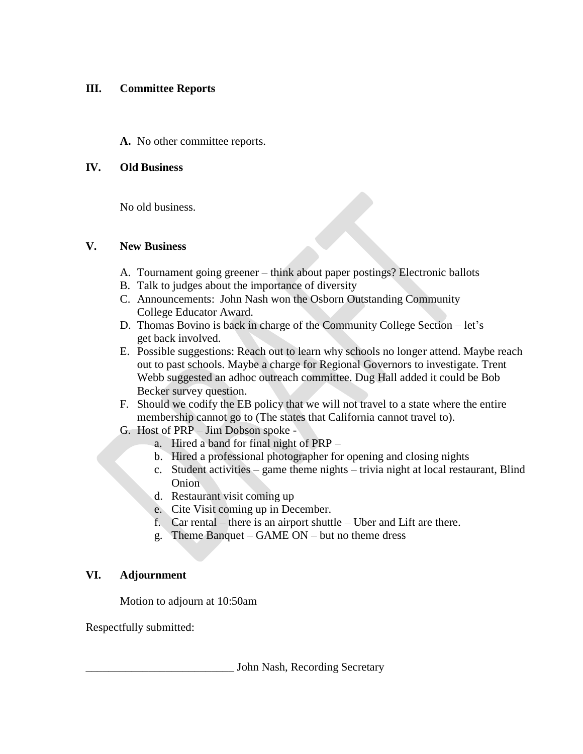## III. Committee Reports

**A.** No other committee reports.

## IV. Old Business

No old business.

## V. New Business

A. Tournament going greener – think about paper postings? Electronic ballots
B. Talk to judges about the importance of diversity
C. Announcements: John Nash won the Osborn Outstanding Community College Educator Award.
D. Thomas Bovino is back in charge of the Community College Section – let's get back involved.
E. Possible suggestions: Reach out to learn why schools no longer attend. Maybe reach out to past schools. Maybe a charge for Regional Governors to investigate. Trent Webb suggested an adhoc outreach committee. Dug Hall added it could be Bob Becker survey question.
F. Should we codify the EB policy that we will not travel to a state where the entire membership cannot go to (The states that California cannot travel to).
G. Host of PRP – Jim Dobson spoke -
   a. Hired a band for final night of PRP –
   b. Hired a professional photographer for opening and closing nights
   c. Student activities – game theme nights – trivia night at local restaurant, Blind Onion
   d. Restaurant visit coming up
   e. Cite Visit coming up in December.
   f. Car rental – there is an airport shuttle – Uber and Lift are there.
   g. Theme Banquet – GAME ON – but no theme dress

## VI. Adjournment

Motion to adjourn at 10:50am

Respectfully submitted:

__________________________ John Nash, Recording Secretary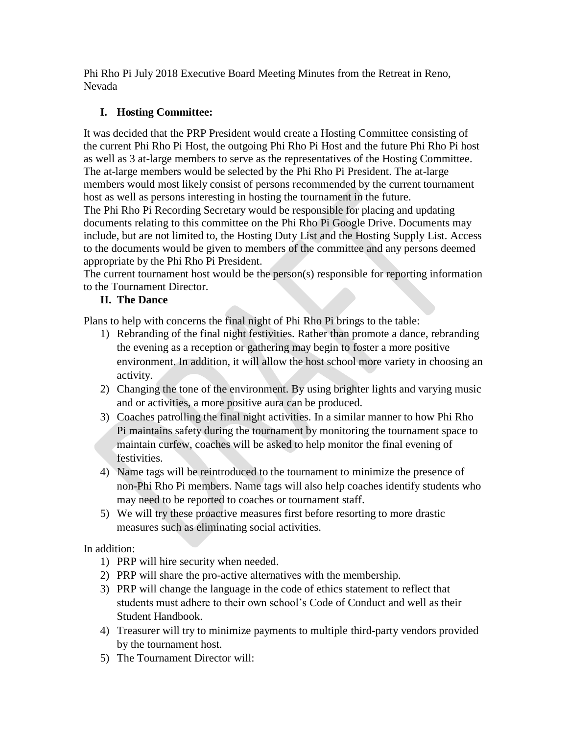Phi Rho Pi July 2018 Executive Board Meeting Minutes from the Retreat in Reno, Nevada

## I. Hosting Committee:

It was decided that the PRP President would create a Hosting Committee consisting of the current Phi Rho Pi Host, the outgoing Phi Rho Pi Host and the future Phi Rho Pi host as well as 3 at-large members to serve as the representatives of the Hosting Committee. The at-large members would be selected by the Phi Rho Pi President. The at-large members would most likely consist of persons recommended by the current tournament host as well as persons interesting in hosting the tournament in the future.

The Phi Rho Pi Recording Secretary would be responsible for placing and updating documents relating to this committee on the Phi Rho Pi Google Drive. Documents may include, but are not limited to, the Hosting Duty List and the Hosting Supply List. Access to the documents would be given to members of the committee and any persons deemed appropriate by the Phi Rho Pi President.

The current tournament host would be the person(s) responsible for reporting information to the Tournament Director.

## II. The Dance

Plans to help with concerns the final night of Phi Rho Pi brings to the table:

1) Rebranding of the final night festivities. Rather than promote a dance, rebranding the evening as a reception or gathering may begin to foster a more positive environment. In addition, it will allow the host school more variety in choosing an activity.
2) Changing the tone of the environment. By using brighter lights and varying music and or activities, a more positive aura can be produced.
3) Coaches patrolling the final night activities. In a similar manner to how Phi Rho Pi maintains safety during the tournament by monitoring the tournament space to maintain curfew, coaches will be asked to help monitor the final evening of festivities.
4) Name tags will be reintroduced to the tournament to minimize the presence of non-Phi Rho Pi members. Name tags will also help coaches identify students who may need to be reported to coaches or tournament staff.
5) We will try these proactive measures first before resorting to more drastic measures such as eliminating social activities.

In addition:

1) PRP will hire security when needed.
2) PRP will share the pro-active alternatives with the membership.
3) PRP will change the language in the code of ethics statement to reflect that students must adhere to their own school's Code of Conduct and well as their Student Handbook.
4) Treasurer will try to minimize payments to multiple third-party vendors provided by the tournament host.
5) The Tournament Director will: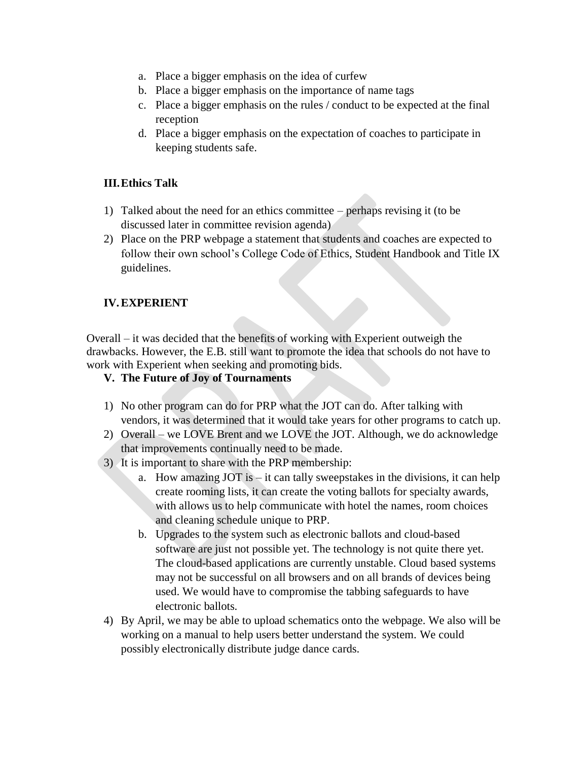a. Place a bigger emphasis on the idea of curfew
b. Place a bigger emphasis on the importance of name tags
c. Place a bigger emphasis on the rules / conduct to be expected at the final reception
d. Place a bigger emphasis on the expectation of coaches to participate in keeping students safe.

## III. Ethics Talk

1) Talked about the need for an ethics committee – perhaps revising it (to be discussed later in committee revision agenda)
2) Place on the PRP webpage a statement that students and coaches are expected to follow their own school's College Code of Ethics, Student Handbook and Title IX guidelines.

## IV. EXPERIENT

Overall – it was decided that the benefits of working with Experient outweigh the drawbacks. However, the E.B. still want to promote the idea that schools do not have to work with Experient when seeking and promoting bids.

## V. The Future of Joy of Tournaments

1) No other program can do for PRP what the JOT can do. After talking with vendors, it was determined that it would take years for other programs to catch up.
2) Overall – we LOVE Brent and we LOVE the JOT. Although, we do acknowledge that improvements continually need to be made.
3) It is important to share with the PRP membership:
    a. How amazing JOT is – it can tally sweepstakes in the divisions, it can help create rooming lists, it can create the voting ballots for specialty awards, with allows us to help communicate with hotel the names, room choices and cleaning schedule unique to PRP.
    b. Upgrades to the system such as electronic ballots and cloud-based software are just not possible yet. The technology is not quite there yet. The cloud-based applications are currently unstable. Cloud based systems may not be successful on all browsers and on all brands of devices being used. We would have to compromise the tabbing safeguards to have electronic ballots.
4) By April, we may be able to upload schematics onto the webpage. We also will be working on a manual to help users better understand the system. We could possibly electronically distribute judge dance cards.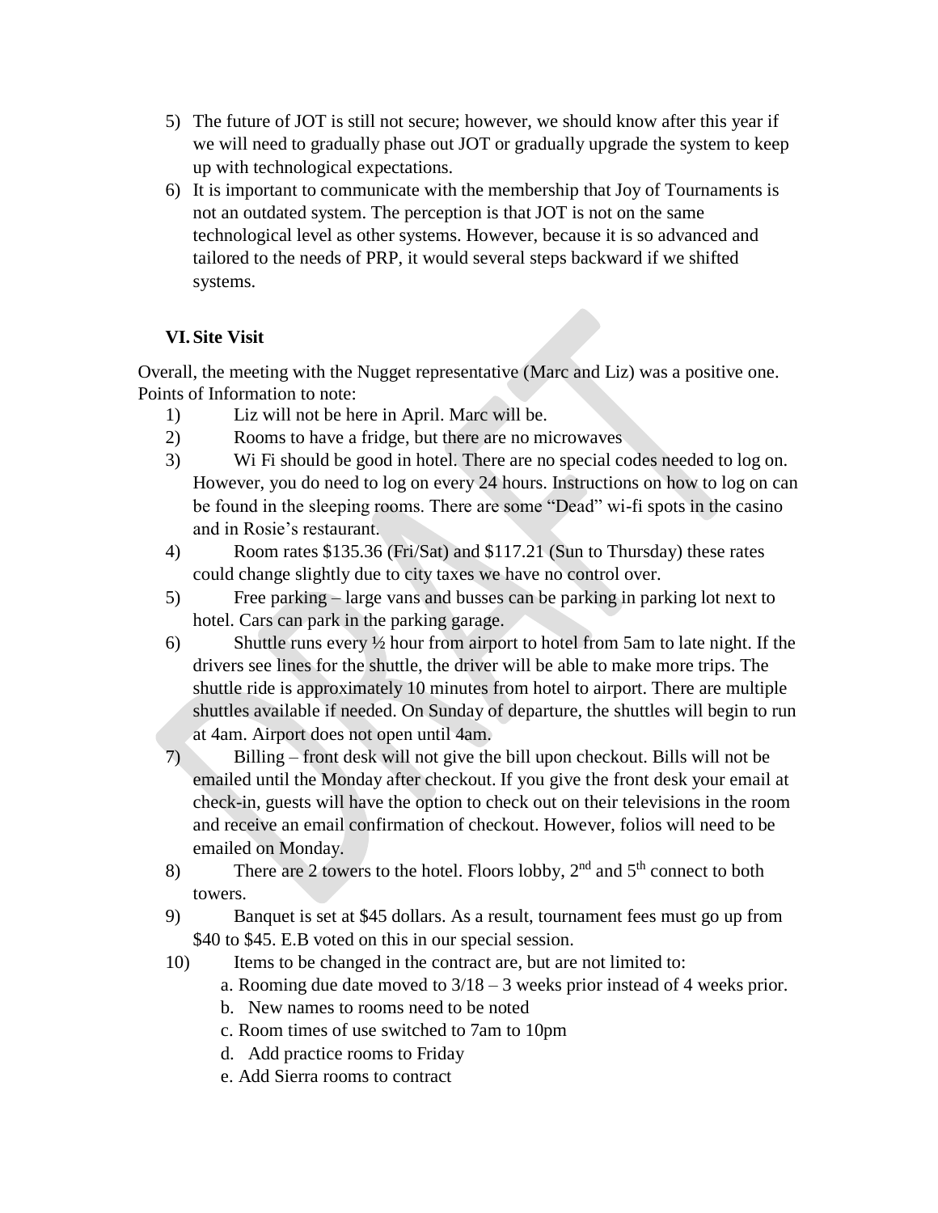5) The future of JOT is still not secure; however, we should know after this year if we will need to gradually phase out JOT or gradually upgrade the system to keep up with technological expectations.
6) It is important to communicate with the membership that Joy of Tournaments is not an outdated system. The perception is that JOT is not on the same technological level as other systems. However, because it is so advanced and tailored to the needs of PRP, it would several steps backward if we shifted systems.

### VI. Site Visit

Overall, the meeting with the Nugget representative (Marc and Liz) was a positive one. Points of Information to note:

1) Liz will not be here in April. Marc will be.
2) Rooms to have a fridge, but there are no microwaves
3) Wi Fi should be good in hotel. There are no special codes needed to log on. However, you do need to log on every 24 hours. Instructions on how to log on can be found in the sleeping rooms. There are some "Dead" wi-fi spots in the casino and in Rosie's restaurant.
4) Room rates \$135.36 (Fri/Sat) and \$117.21 (Sun to Thursday) these rates could change slightly due to city taxes we have no control over.
5) Free parking – large vans and busses can be parking in parking lot next to hotel. Cars can park in the parking garage.
6) Shuttle runs every ½ hour from airport to hotel from 5am to late night. If the drivers see lines for the shuttle, the driver will be able to make more trips. The shuttle ride is approximately 10 minutes from hotel to airport. There are multiple shuttles available if needed. On Sunday of departure, the shuttles will begin to run at 4am. Airport does not open until 4am.
7) Billing – front desk will not give the bill upon checkout. Bills will not be emailed until the Monday after checkout. If you give the front desk your email at check-in, guests will have the option to check out on their televisions in the room and receive an email confirmation of checkout. However, folios will need to be emailed on Monday.
8) There are 2 towers to the hotel. Floors lobby, 2nd and 5th connect to both towers.
9) Banquet is set at \$45 dollars. As a result, tournament fees must go up from \$40 to \$45. E.B voted on this in our special session.
10) Items to be changed in the contract are, but are not limited to:
    a. Rooming due date moved to 3/18 – 3 weeks prior instead of 4 weeks prior.
    b. New names to rooms need to be noted
    c. Room times of use switched to 7am to 10pm
    d. Add practice rooms to Friday
    e. Add Sierra rooms to contract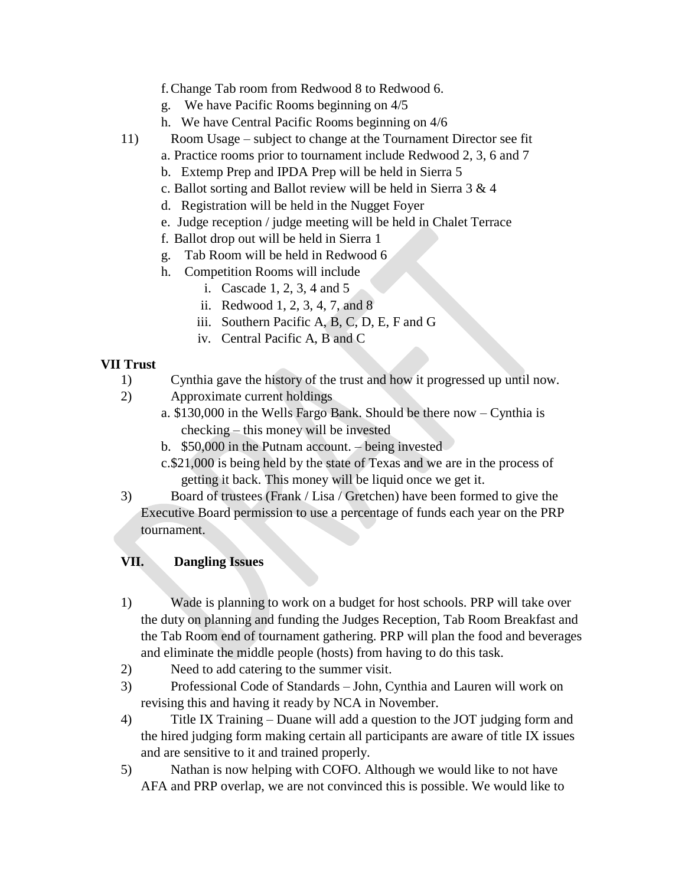f. Change Tab room from Redwood 8 to Redwood 6.
g. We have Pacific Rooms beginning on 4/5
h. We have Central Pacific Rooms beginning on 4/6

11) Room Usage – subject to change at the Tournament Director see fit
   a. Practice rooms prior to tournament include Redwood 2, 3, 6 and 7
   b. Extemp Prep and IPDA Prep will be held in Sierra 5
   c. Ballot sorting and Ballot review will be held in Sierra 3 & 4
   d. Registration will be held in the Nugget Foyer
   e. Judge reception / judge meeting will be held in Chalet Terrace
   f. Ballot drop out will be held in Sierra 1
   g. Tab Room will be held in Redwood 6
   h. Competition Rooms will include
      i. Cascade 1, 2, 3, 4 and 5
      ii. Redwood 1, 2, 3, 4, 7, and 8
      iii. Southern Pacific A, B, C, D, E, F and G
      iv. Central Pacific A, B and C

**VII Trust**

1) Cynthia gave the history of the trust and how it progressed up until now.
2) Approximate current holdings
   a. $130,000 in the Wells Fargo Bank. Should be there now – Cynthia is checking – this money will be invested
   b. $50,000 in the Putnam account. – being invested
   c. $21,000 is being held by the state of Texas and we are in the process of getting it back. This money will be liquid once we get it.
3) Board of trustees (Frank / Lisa / Gretchen) have been formed to give the Executive Board permission to use a percentage of funds each year on the PRP tournament.

**VII. Dangling Issues**

1) Wade is planning to work on a budget for host schools. PRP will take over the duty on planning and funding the Judges Reception, Tab Room Breakfast and the Tab Room end of tournament gathering. PRP will plan the food and beverages and eliminate the middle people (hosts) from having to do this task.
2) Need to add catering to the summer visit.
3) Professional Code of Standards – John, Cynthia and Lauren will work on revising this and having it ready by NCA in November.
4) Title IX Training – Duane will add a question to the JOT judging form and the hired judging form making certain all participants are aware of title IX issues and are sensitive to it and trained properly.
5) Nathan is now helping with COFO. Although we would like to not have AFA and PRP overlap, we are not convinced this is possible. We would like to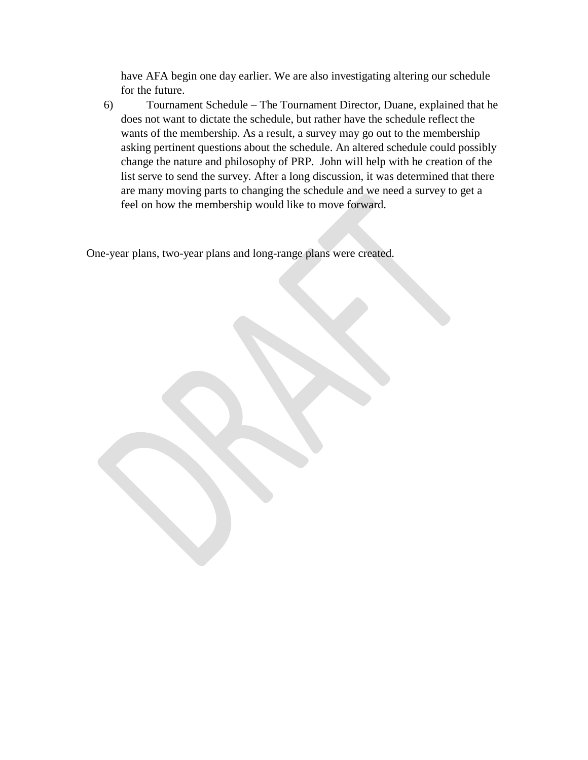have AFA begin one day earlier. We are also investigating altering our schedule for the future.

6) Tournament Schedule – The Tournament Director, Duane, explained that he does not want to dictate the schedule, but rather have the schedule reflect the wants of the membership. As a result, a survey may go out to the membership asking pertinent questions about the schedule. An altered schedule could possibly change the nature and philosophy of PRP. John will help with he creation of the list serve to send the survey. After a long discussion, it was determined that there are many moving parts to changing the schedule and we need a survey to get a feel on how the membership would like to move forward.

One-year plans, two-year plans and long-range plans were created.